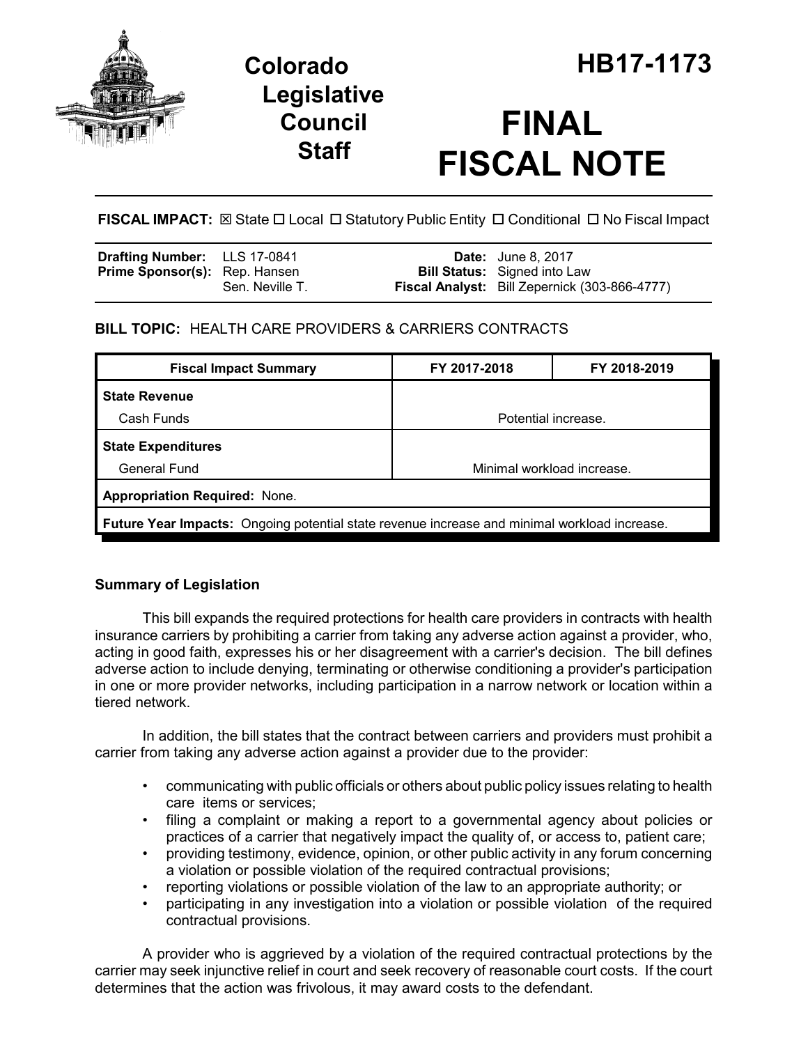# Colorado Legislative Council Staff

# HB17-1173

# FINAL FISCAL NOTE

**FISCAL IMPACT:** ☒ State ☐ Local ☐ Statutory Public Entity ☐ Conditional ☐ No Fiscal Impact

| | | | |
|---|---|---|---|
| **Drafting Number:** | LLS 17-0841 | **Date:** | June 8, 2017 |
| **Prime Sponsor(s):** | Rep. Hansen<br>Sen. Neville T. | **Bill Status:** | Signed into Law |
| | | **Fiscal Analyst:** | Bill Zepernick (303-866-4777) |

**BILL TOPIC:** HEALTH CARE PROVIDERS & CARRIERS CONTRACTS

| Fiscal Impact Summary | FY 2017-2018 | FY 2018-2019 |
|---|---|---|
| **State Revenue** | | |
| Cash Funds | Potential increase. | |
| **State Expenditures** | | |
| General Fund | Minimal workload increase. | |
| **Appropriation Required:** None. | | |
| **Future Year Impacts:** Ongoing potential state revenue increase and minimal workload increase. | | |

## Summary of Legislation

This bill expands the required protections for health care providers in contracts with health insurance carriers by prohibiting a carrier from taking any adverse action against a provider, who, acting in good faith, expresses his or her disagreement with a carrier's decision. The bill defines adverse action to include denying, terminating or otherwise conditioning a provider's participation in one or more provider networks, including participation in a narrow network or location within a tiered network.

In addition, the bill states that the contract between carriers and providers must prohibit a carrier from taking any adverse action against a provider due to the provider:

- communicating with public officials or others about public policy issues relating to health care items or services;
- filing a complaint or making a report to a governmental agency about policies or practices of a carrier that negatively impact the quality of, or access to, patient care;
- providing testimony, evidence, opinion, or other public activity in any forum concerning a violation or possible violation of the required contractual provisions;
- reporting violations or possible violation of the law to an appropriate authority; or
- participating in any investigation into a violation or possible violation of the required contractual provisions.

A provider who is aggrieved by a violation of the required contractual protections by the carrier may seek injunctive relief in court and seek recovery of reasonable court costs. If the court determines that the action was frivolous, it may award costs to the defendant.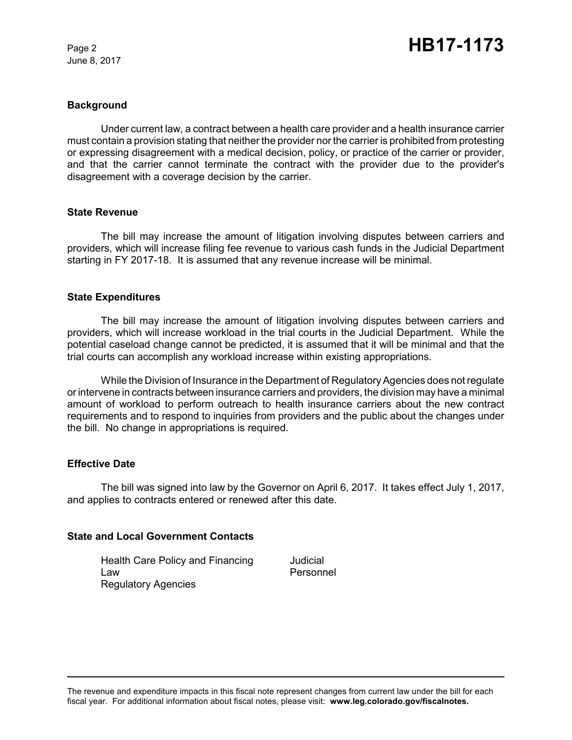### Background

Under current law, a contract between a health care provider and a health insurance carrier must contain a provision stating that neither the provider nor the carrier is prohibited from protesting or expressing disagreement with a medical decision, policy, or practice of the carrier or provider, and that the carrier cannot terminate the contract with the provider due to the provider's disagreement with a coverage decision by the carrier.

### State Revenue

The bill may increase the amount of litigation involving disputes between carriers and providers, which will increase filing fee revenue to various cash funds in the Judicial Department starting in FY 2017-18. It is assumed that any revenue increase will be minimal.

### State Expenditures

The bill may increase the amount of litigation involving disputes between carriers and providers, which will increase workload in the trial courts in the Judicial Department. While the potential caseload change cannot be predicted, it is assumed that it will be minimal and that the trial courts can accomplish any workload increase within existing appropriations.

While the Division of Insurance in the Department of Regulatory Agencies does not regulate or intervene in contracts between insurance carriers and providers, the division may have a minimal amount of workload to perform outreach to health insurance carriers about the new contract requirements and to respond to inquiries from providers and the public about the changes under the bill. No change in appropriations is required.

### Effective Date

The bill was signed into law by the Governor on April 6, 2017. It takes effect July 1, 2017, and applies to contracts entered or renewed after this date.

### State and Local Government Contacts

Health Care Policy and Financing
Judicial
Law
Personnel
Regulatory Agencies

The revenue and expenditure impacts in this fiscal note represent changes from current law under the bill for each fiscal year. For additional information about fiscal notes, please visit: **www.leg.colorado.gov/fiscalnotes.**